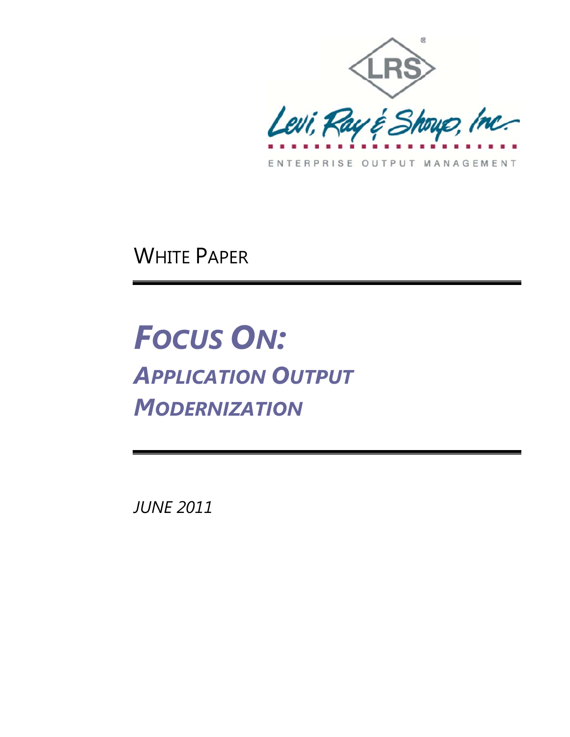Levi, Ray & Shoup, Inc.

ENTERPRISE OUTPUT MANAGEMENT

WHITE PAPER

# *FOCUS ON: APPLICATION OUTPUT MODERNIZATION*

*JUNE 2011*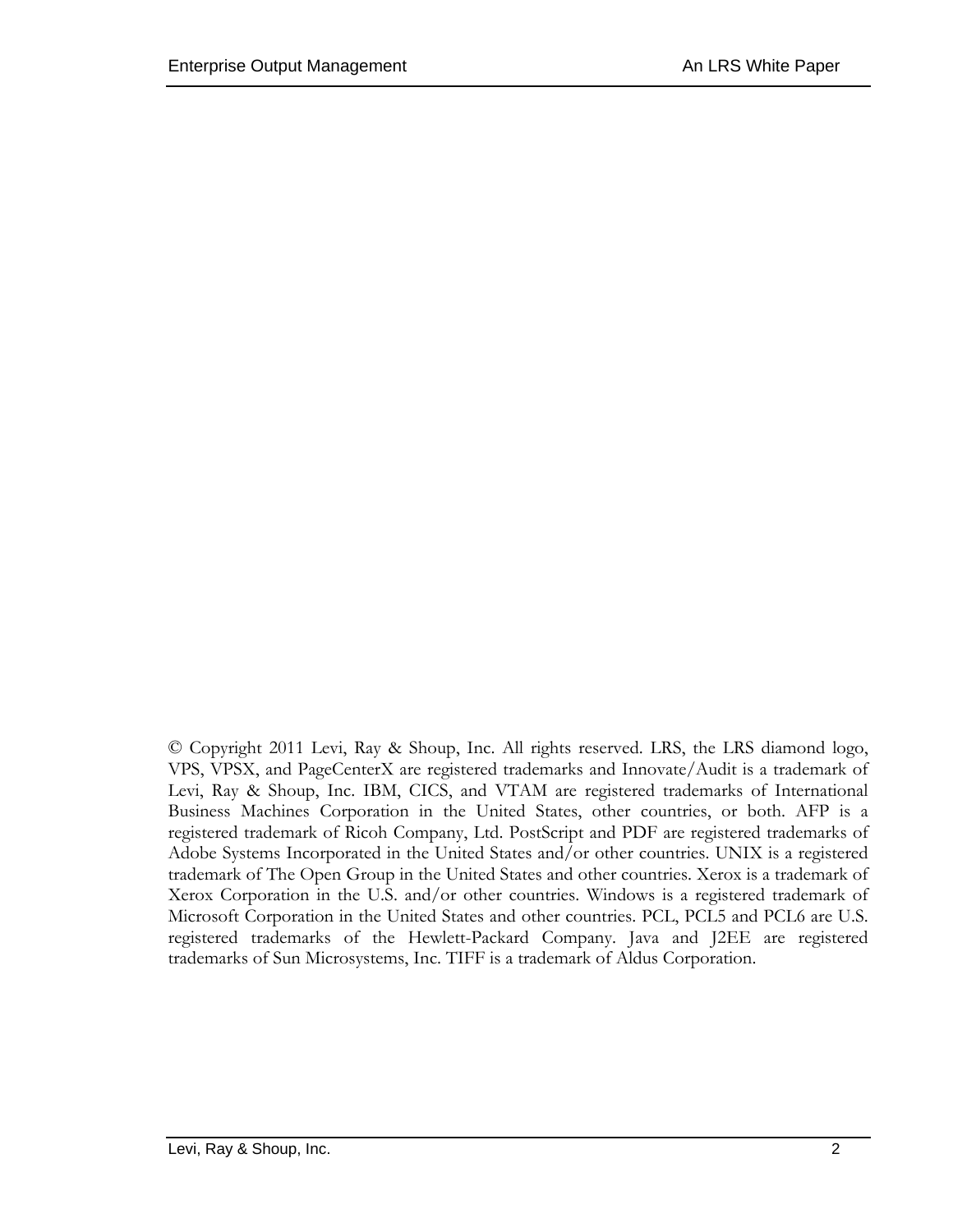© Copyright 2011 Levi, Ray & Shoup, Inc. All rights reserved. LRS, the LRS diamond logo, VPS, VPSX, and PageCenterX are registered trademarks and Innovate/Audit is a trademark of Levi, Ray & Shoup, Inc. IBM, CICS, and VTAM are registered trademarks of International Business Machines Corporation in the United States, other countries, or both. AFP is a registered trademark of Ricoh Company, Ltd. PostScript and PDF are registered trademarks of Adobe Systems Incorporated in the United States and/or other countries. UNIX is a registered trademark of The Open Group in the United States and other countries. Xerox is a trademark of Xerox Corporation in the U.S. and/or other countries. Windows is a registered trademark of Microsoft Corporation in the United States and other countries. PCL, PCL5 and PCL6 are U.S. registered trademarks of the Hewlett-Packard Company. Java and J2EE are registered trademarks of Sun Microsystems, Inc. TIFF is a trademark of Aldus Corporation.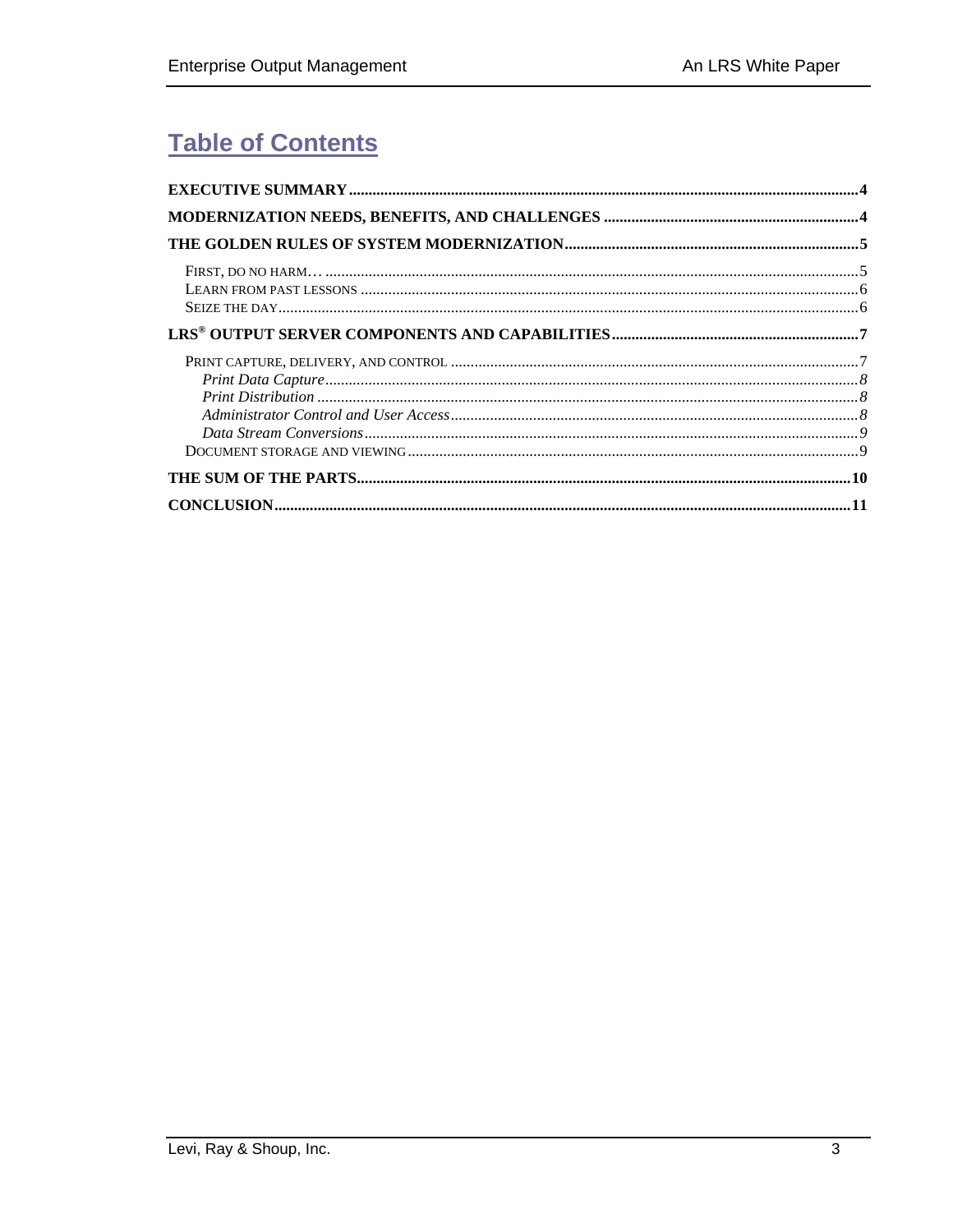# Table of Contents

**EXECUTIVE SUMMARY** ....................................................................................................................... **4**

**MODERNIZATION NEEDS, BENEFITS, AND CHALLENGES** ..................................................................... **4**

**THE GOLDEN RULES OF SYSTEM MODERNIZATION** ............................................................................ **5**

- FIRST, DO NO HARM… ..................................................................................................................... 5
- LEARN FROM PAST LESSONS ............................................................................................................ 6
- SEIZE THE DAY .................................................................................................................................. 6

**LRS® OUTPUT SERVER COMPONENTS AND CAPABILITIES** ................................................................. **7**

- PRINT CAPTURE, DELIVERY, AND CONTROL ....................................................................................... 7
  - *Print Data Capture* ...................................................................................................................... *8*
  - *Print Distribution* ........................................................................................................................ *8*
  - *Administrator Control and User Access* ....................................................................................... *8*
  - *Data Stream Conversions* ............................................................................................................ *9*
- DOCUMENT STORAGE AND VIEWING ................................................................................................. 9

**THE SUM OF THE PARTS** ................................................................................................................... **10**

**CONCLUSION** ..................................................................................................................................... **11**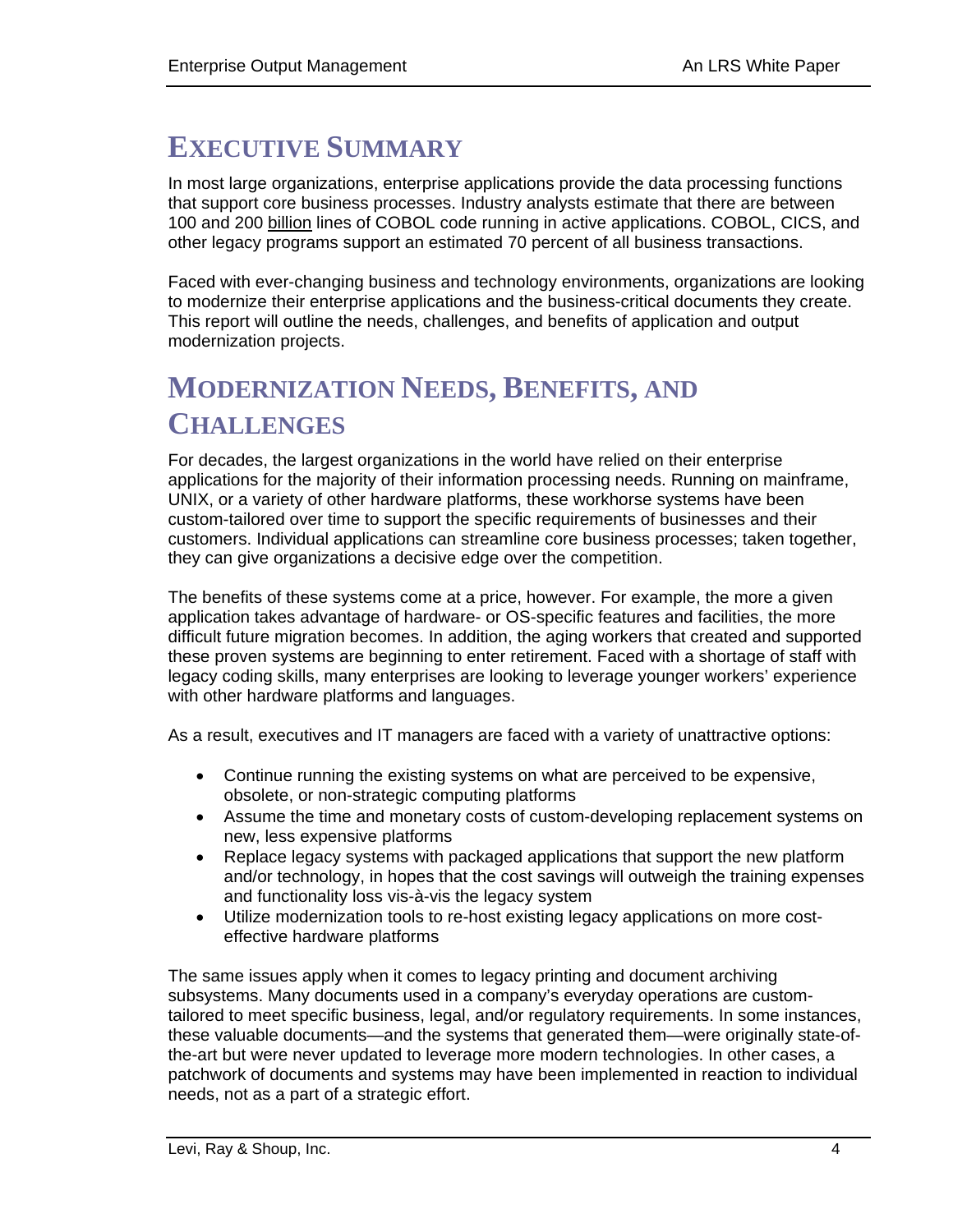# EXECUTIVE SUMMARY

In most large organizations, enterprise applications provide the data processing functions that support core business processes. Industry analysts estimate that there are between 100 and 200 billion lines of COBOL code running in active applications. COBOL, CICS, and other legacy programs support an estimated 70 percent of all business transactions.

Faced with ever-changing business and technology environments, organizations are looking to modernize their enterprise applications and the business-critical documents they create. This report will outline the needs, challenges, and benefits of application and output modernization projects.

# MODERNIZATION NEEDS, BENEFITS, AND CHALLENGES

For decades, the largest organizations in the world have relied on their enterprise applications for the majority of their information processing needs. Running on mainframe, UNIX, or a variety of other hardware platforms, these workhorse systems have been custom-tailored over time to support the specific requirements of businesses and their customers. Individual applications can streamline core business processes; taken together, they can give organizations a decisive edge over the competition.

The benefits of these systems come at a price, however. For example, the more a given application takes advantage of hardware- or OS-specific features and facilities, the more difficult future migration becomes. In addition, the aging workers that created and supported these proven systems are beginning to enter retirement. Faced with a shortage of staff with legacy coding skills, many enterprises are looking to leverage younger workers' experience with other hardware platforms and languages.

As a result, executives and IT managers are faced with a variety of unattractive options:

- Continue running the existing systems on what are perceived to be expensive, obsolete, or non-strategic computing platforms
- Assume the time and monetary costs of custom-developing replacement systems on new, less expensive platforms
- Replace legacy systems with packaged applications that support the new platform and/or technology, in hopes that the cost savings will outweigh the training expenses and functionality loss vis-à-vis the legacy system
- Utilize modernization tools to re-host existing legacy applications on more cost-effective hardware platforms

The same issues apply when it comes to legacy printing and document archiving subsystems. Many documents used in a company's everyday operations are custom-tailored to meet specific business, legal, and/or regulatory requirements. In some instances, these valuable documents—and the systems that generated them—were originally state-of-the-art but were never updated to leverage more modern technologies. In other cases, a patchwork of documents and systems may have been implemented in reaction to individual needs, not as a part of a strategic effort.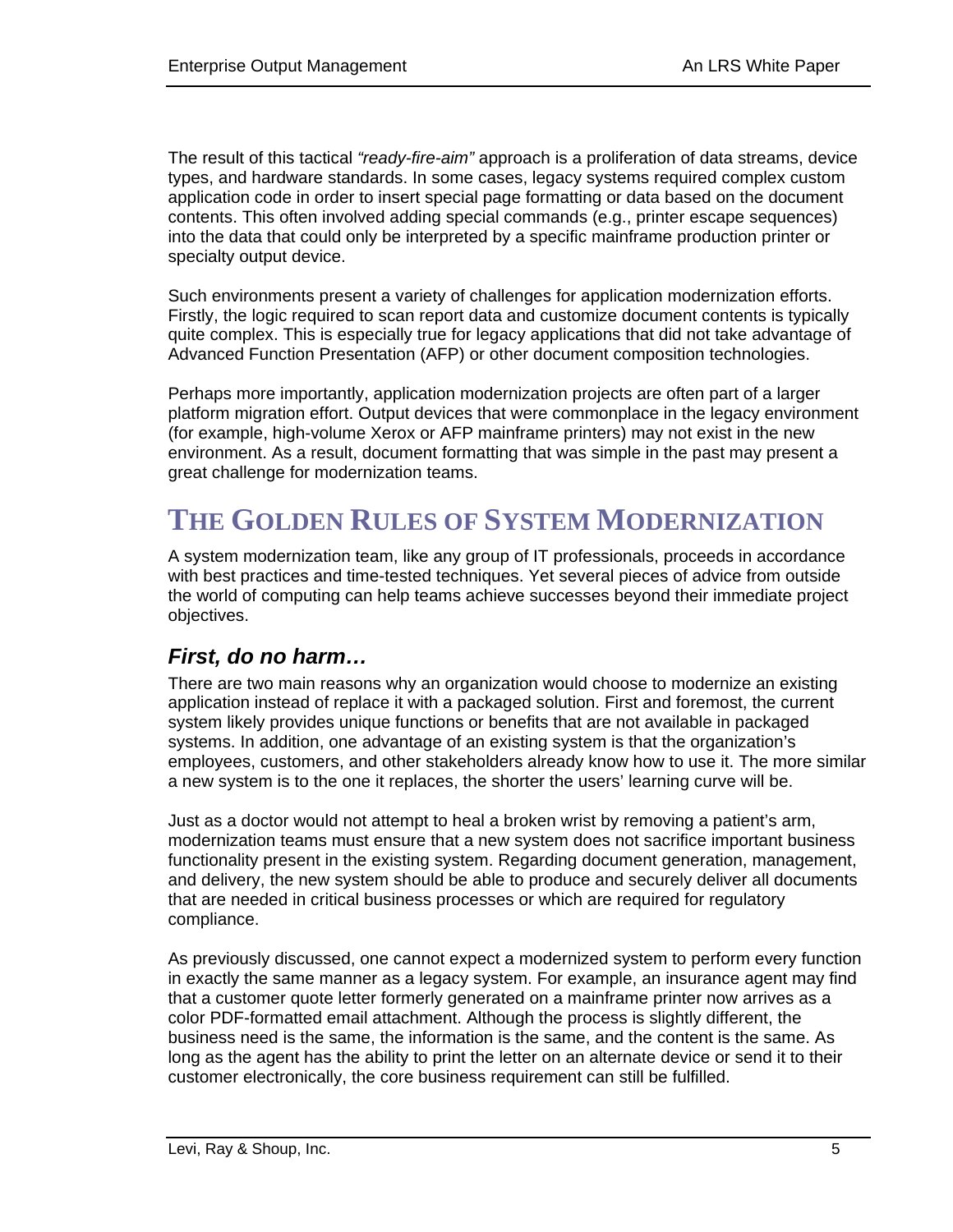The result of this tactical *"ready-fire-aim"* approach is a proliferation of data streams, device types, and hardware standards. In some cases, legacy systems required complex custom application code in order to insert special page formatting or data based on the document contents. This often involved adding special commands (e.g., printer escape sequences) into the data that could only be interpreted by a specific mainframe production printer or specialty output device.

Such environments present a variety of challenges for application modernization efforts. Firstly, the logic required to scan report data and customize document contents is typically quite complex. This is especially true for legacy applications that did not take advantage of Advanced Function Presentation (AFP) or other document composition technologies.

Perhaps more importantly, application modernization projects are often part of a larger platform migration effort. Output devices that were commonplace in the legacy environment (for example, high-volume Xerox or AFP mainframe printers) may not exist in the new environment. As a result, document formatting that was simple in the past may present a great challenge for modernization teams.

# THE GOLDEN RULES OF SYSTEM MODERNIZATION

A system modernization team, like any group of IT professionals, proceeds in accordance with best practices and time-tested techniques. Yet several pieces of advice from outside the world of computing can help teams achieve successes beyond their immediate project objectives.

## *First, do no harm…*

There are two main reasons why an organization would choose to modernize an existing application instead of replace it with a packaged solution. First and foremost, the current system likely provides unique functions or benefits that are not available in packaged systems. In addition, one advantage of an existing system is that the organization's employees, customers, and other stakeholders already know how to use it. The more similar a new system is to the one it replaces, the shorter the users' learning curve will be.

Just as a doctor would not attempt to heal a broken wrist by removing a patient's arm, modernization teams must ensure that a new system does not sacrifice important business functionality present in the existing system. Regarding document generation, management, and delivery, the new system should be able to produce and securely deliver all documents that are needed in critical business processes or which are required for regulatory compliance.

As previously discussed, one cannot expect a modernized system to perform every function in exactly the same manner as a legacy system. For example, an insurance agent may find that a customer quote letter formerly generated on a mainframe printer now arrives as a color PDF-formatted email attachment. Although the process is slightly different, the business need is the same, the information is the same, and the content is the same. As long as the agent has the ability to print the letter on an alternate device or send it to their customer electronically, the core business requirement can still be fulfilled.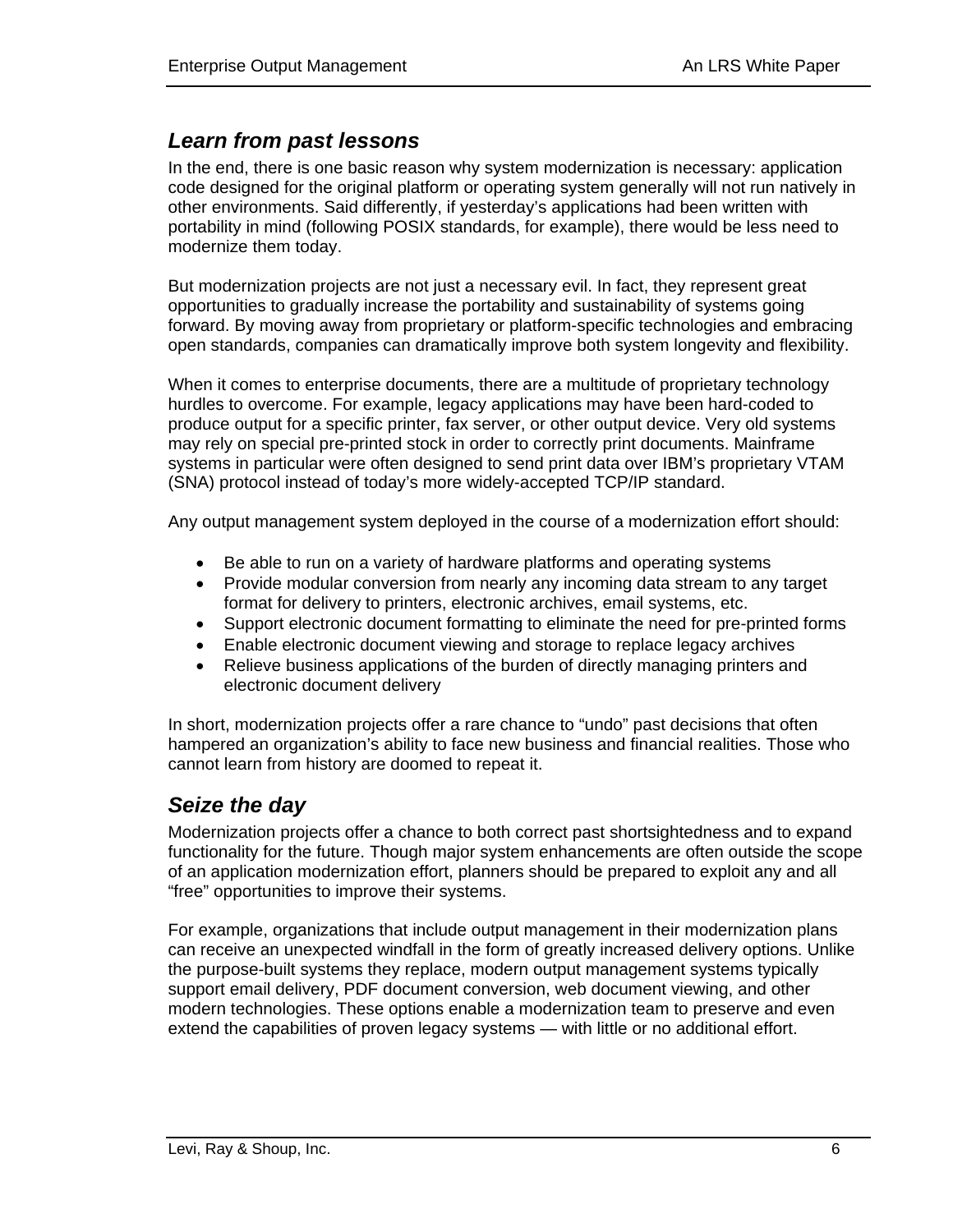## *Learn from past lessons*

In the end, there is one basic reason why system modernization is necessary: application code designed for the original platform or operating system generally will not run natively in other environments. Said differently, if yesterday's applications had been written with portability in mind (following POSIX standards, for example), there would be less need to modernize them today.

But modernization projects are not just a necessary evil. In fact, they represent great opportunities to gradually increase the portability and sustainability of systems going forward. By moving away from proprietary or platform-specific technologies and embracing open standards, companies can dramatically improve both system longevity and flexibility.

When it comes to enterprise documents, there are a multitude of proprietary technology hurdles to overcome. For example, legacy applications may have been hard-coded to produce output for a specific printer, fax server, or other output device. Very old systems may rely on special pre-printed stock in order to correctly print documents. Mainframe systems in particular were often designed to send print data over IBM's proprietary VTAM (SNA) protocol instead of today's more widely-accepted TCP/IP standard.

Any output management system deployed in the course of a modernization effort should:

- Be able to run on a variety of hardware platforms and operating systems
- Provide modular conversion from nearly any incoming data stream to any target format for delivery to printers, electronic archives, email systems, etc.
- Support electronic document formatting to eliminate the need for pre-printed forms
- Enable electronic document viewing and storage to replace legacy archives
- Relieve business applications of the burden of directly managing printers and electronic document delivery

In short, modernization projects offer a rare chance to "undo" past decisions that often hampered an organization's ability to face new business and financial realities. Those who cannot learn from history are doomed to repeat it.

## *Seize the day*

Modernization projects offer a chance to both correct past shortsightedness and to expand functionality for the future. Though major system enhancements are often outside the scope of an application modernization effort, planners should be prepared to exploit any and all "free" opportunities to improve their systems.

For example, organizations that include output management in their modernization plans can receive an unexpected windfall in the form of greatly increased delivery options. Unlike the purpose-built systems they replace, modern output management systems typically support email delivery, PDF document conversion, web document viewing, and other modern technologies. These options enable a modernization team to preserve and even extend the capabilities of proven legacy systems — with little or no additional effort.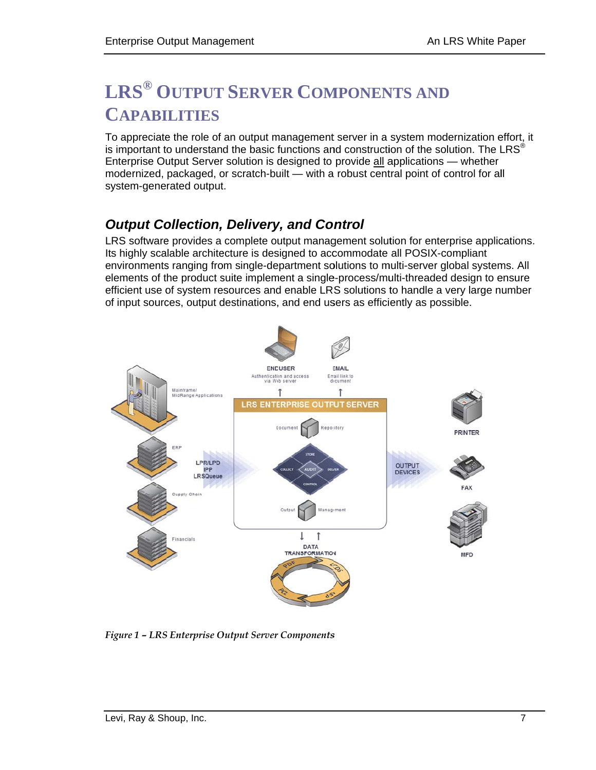# LRS® Output Server Components and Capabilities

To appreciate the role of an output management server in a system modernization effort, it is important to understand the basic functions and construction of the solution. The LRS® Enterprise Output Server solution is designed to provide all applications — whether modernized, packaged, or scratch-built — with a robust central point of control for all system-generated output.

## *Output Collection, Delivery, and Control*

LRS software provides a complete output management solution for enterprise applications. Its highly scalable architecture is designed to accommodate all POSIX-compliant environments ranging from single-department solutions to multi-server global systems. All elements of the product suite implement a single-process/multi-threaded design to ensure efficient use of system resources and enable LRS solutions to handle a very large number of input sources, output destinations, and end users as efficiently as possible.

*Figure 1 – LRS Enterprise Output Server Components*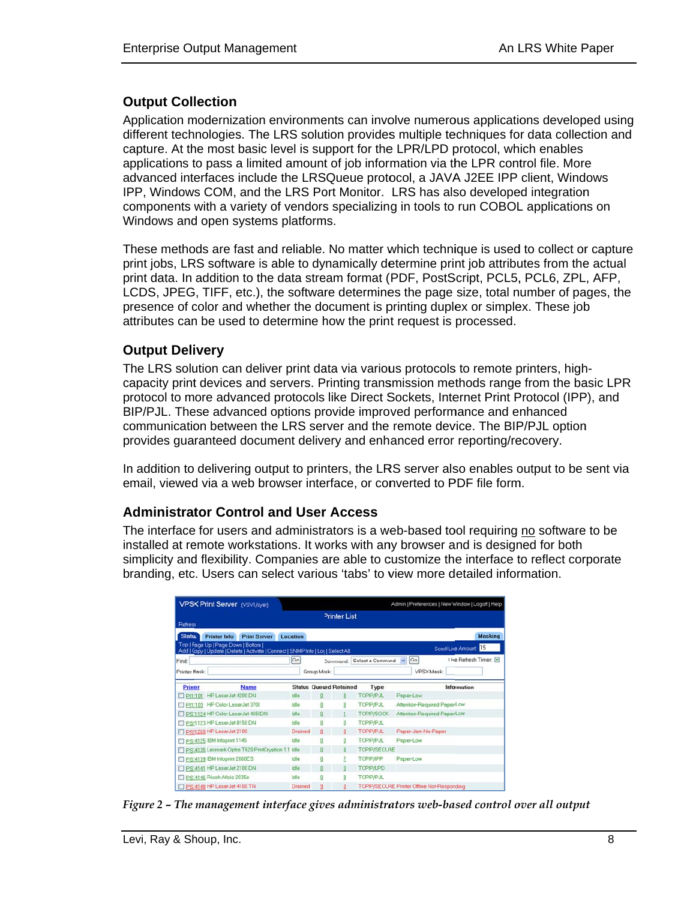## Output Collection

Application modernization environments can involve numerous applications developed using different technologies. The LRS solution provides multiple techniques for data collection and capture. At the most basic level is support for the LPR/LPD protocol, which enables applications to pass a limited amount of job information via the LPR control file. More advanced interfaces include the LRSQueue protocol, a JAVA J2EE IPP client, Windows IPP, Windows COM, and the LRS Port Monitor. LRS has also developed integration components with a variety of vendors specializing in tools to run COBOL applications on Windows and open systems platforms.

These methods are fast and reliable. No matter which technique is used to collect or capture print jobs, LRS software is able to dynamically determine print job attributes from the actual print data. In addition to the data stream format (PDF, PostScript, PCL5, PCL6, ZPL, AFP, LCDS, JPEG, TIFF, etc.), the software determines the page size, total number of pages, the presence of color and whether the document is printing duplex or simplex. These job attributes can be used to determine how the print request is processed.

## Output Delivery

The LRS solution can deliver print data via various protocols to remote printers, high-capacity print devices and servers. Printing transmission methods range from the basic LPR protocol to more advanced protocols like Direct Sockets, Internet Print Protocol (IPP), and BIP/PJL. These advanced options provide improved performance and enhanced communication between the LRS server and the remote device. The BIP/PJL option provides guaranteed document delivery and enhanced error reporting/recovery.

In addition to delivering output to printers, the LRS server also enables output to be sent via email, viewed via a web browser interface, or converted to PDF file form.

## Administrator Control and User Access

The interface for users and administrators is a web-based tool requiring no software to be installed at remote workstations. It works with any browser and is designed for both simplicity and flexibility. Companies are able to customize the interface to reflect corporate branding, etc. Users can select various 'tabs' to view more detailed information.

*Figure 2 – The management interface gives administrators web-based control over all output*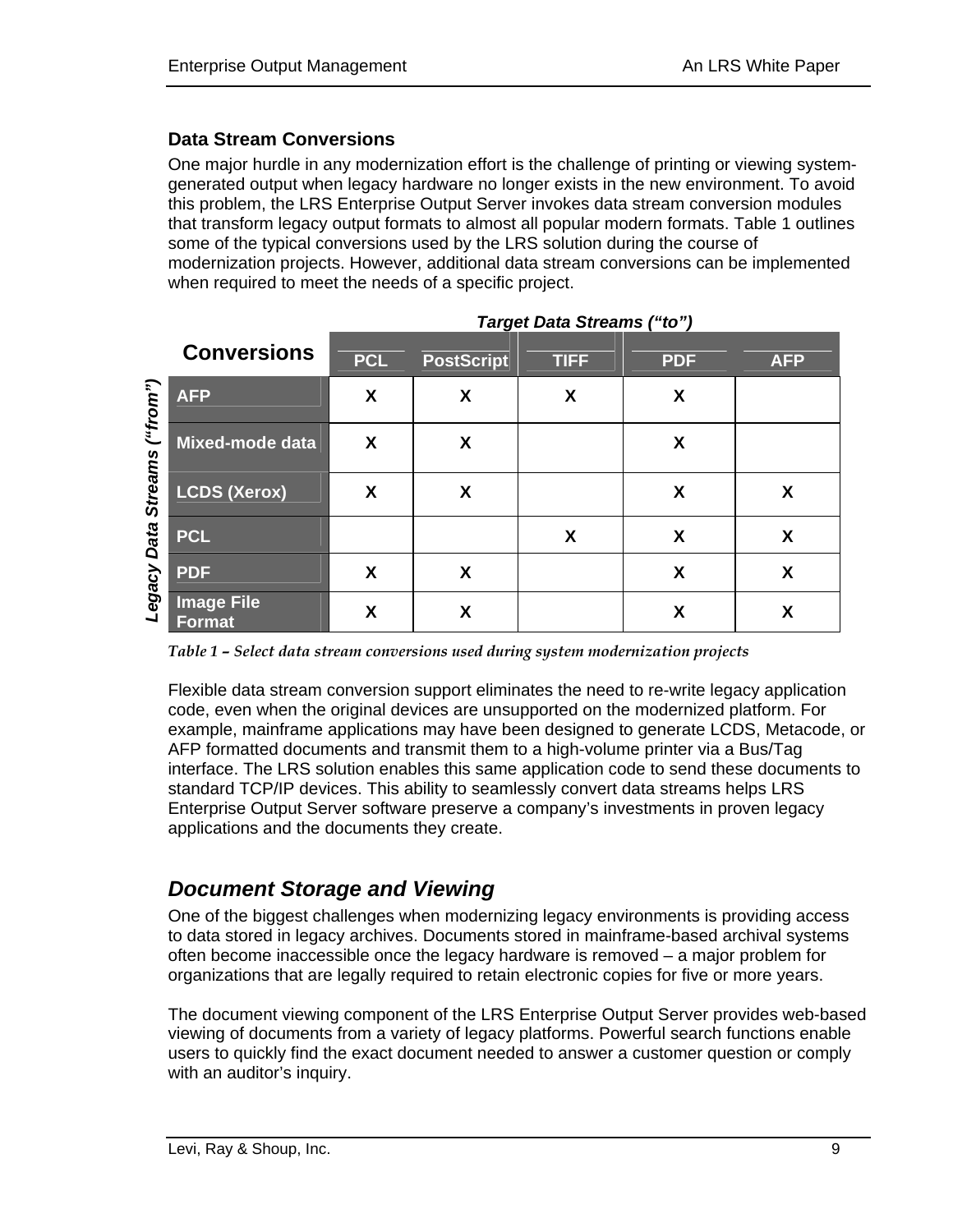### Data Stream Conversions

One major hurdle in any modernization effort is the challenge of printing or viewing system-generated output when legacy hardware no longer exists in the new environment. To avoid this problem, the LRS Enterprise Output Server invokes data stream conversion modules that transform legacy output formats to almost all popular modern formats. Table 1 outlines some of the typical conversions used by the LRS solution during the course of modernization projects. However, additional data stream conversions can be implemented when required to meet the needs of a specific project.

| Conversions | Target Data Streams ("to") | | | | |
|---|---|---|---|---|---|
| **Legacy Data Streams ("from")** | **PCL** | **PostScript** | **TIFF** | **PDF** | **AFP** |
| **AFP** | X | X | X | X | |
| **Mixed-mode data** | X | X | | X | |
| **LCDS (Xerox)** | X | X | | X | X |
| **PCL** | | | X | X | X |
| **PDF** | X | X | | X | X |
| **Image File Format** | X | X | | X | X |

*Table 1 – Select data stream conversions used during system modernization projects*

Flexible data stream conversion support eliminates the need to re-write legacy application code, even when the original devices are unsupported on the modernized platform. For example, mainframe applications may have been designed to generate LCDS, Metacode, or AFP formatted documents and transmit them to a high-volume printer via a Bus/Tag interface. The LRS solution enables this same application code to send these documents to standard TCP/IP devices. This ability to seamlessly convert data streams helps LRS Enterprise Output Server software preserve a company's investments in proven legacy applications and the documents they create.

## *Document Storage and Viewing*

One of the biggest challenges when modernizing legacy environments is providing access to data stored in legacy archives. Documents stored in mainframe-based archival systems often become inaccessible once the legacy hardware is removed – a major problem for organizations that are legally required to retain electronic copies for five or more years.

The document viewing component of the LRS Enterprise Output Server provides web-based viewing of documents from a variety of legacy platforms. Powerful search functions enable users to quickly find the exact document needed to answer a customer question or comply with an auditor's inquiry.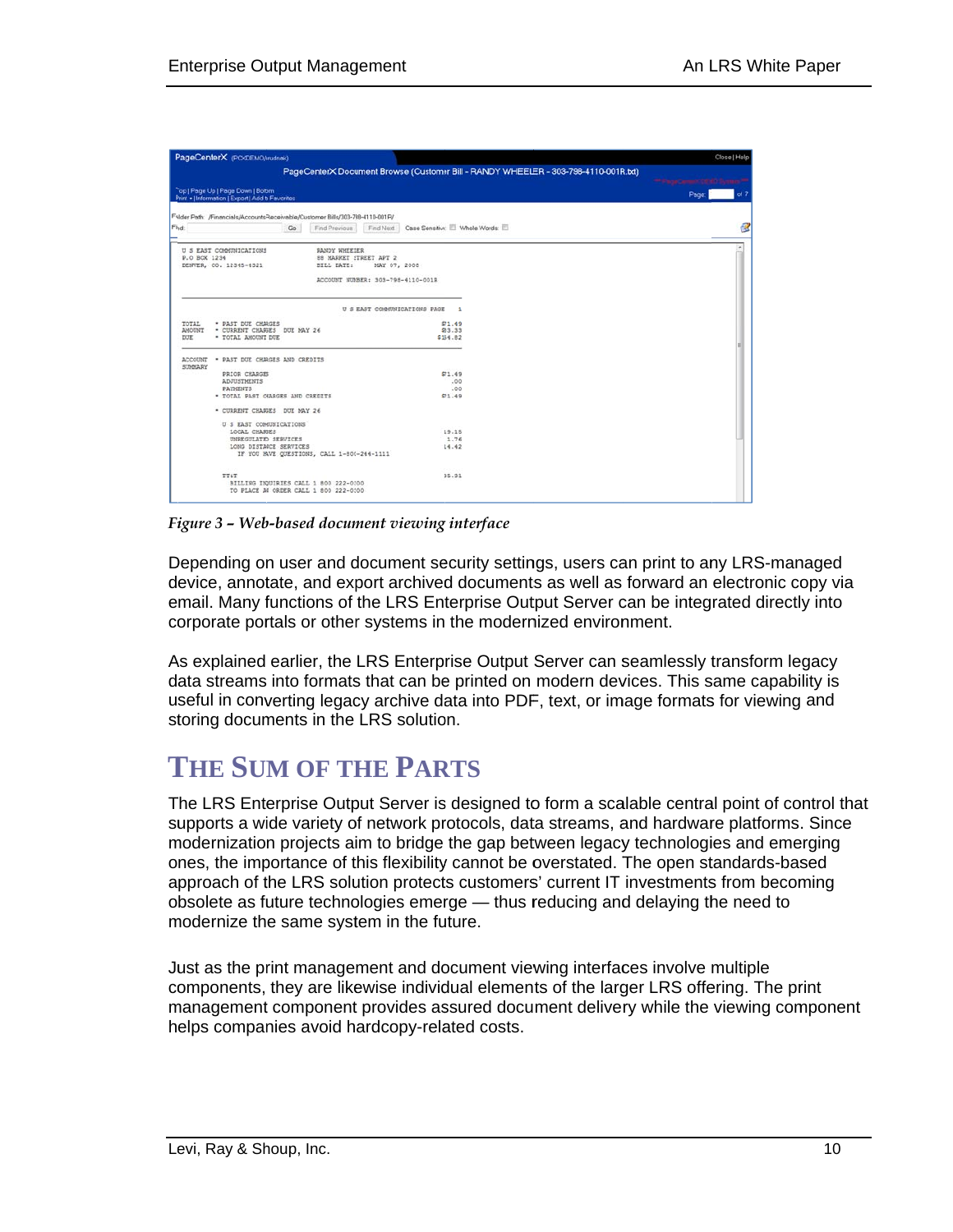*Figure 3 – Web-based document viewing interface*

Depending on user and document security settings, users can print to any LRS-managed device, annotate, and export archived documents as well as forward an electronic copy via email. Many functions of the LRS Enterprise Output Server can be integrated directly into corporate portals or other systems in the modernized environment.

As explained earlier, the LRS Enterprise Output Server can seamlessly transform legacy data streams into formats that can be printed on modern devices. This same capability is useful in converting legacy archive data into PDF, text, or image formats for viewing and storing documents in the LRS solution.

# THE SUM OF THE PARTS

The LRS Enterprise Output Server is designed to form a scalable central point of control that supports a wide variety of network protocols, data streams, and hardware platforms. Since modernization projects aim to bridge the gap between legacy technologies and emerging ones, the importance of this flexibility cannot be overstated. The open standards-based approach of the LRS solution protects customers' current IT investments from becoming obsolete as future technologies emerge — thus reducing and delaying the need to modernize the same system in the future.

Just as the print management and document viewing interfaces involve multiple components, they are likewise individual elements of the larger LRS offering. The print management component provides assured document delivery while the viewing component helps companies avoid hardcopy-related costs.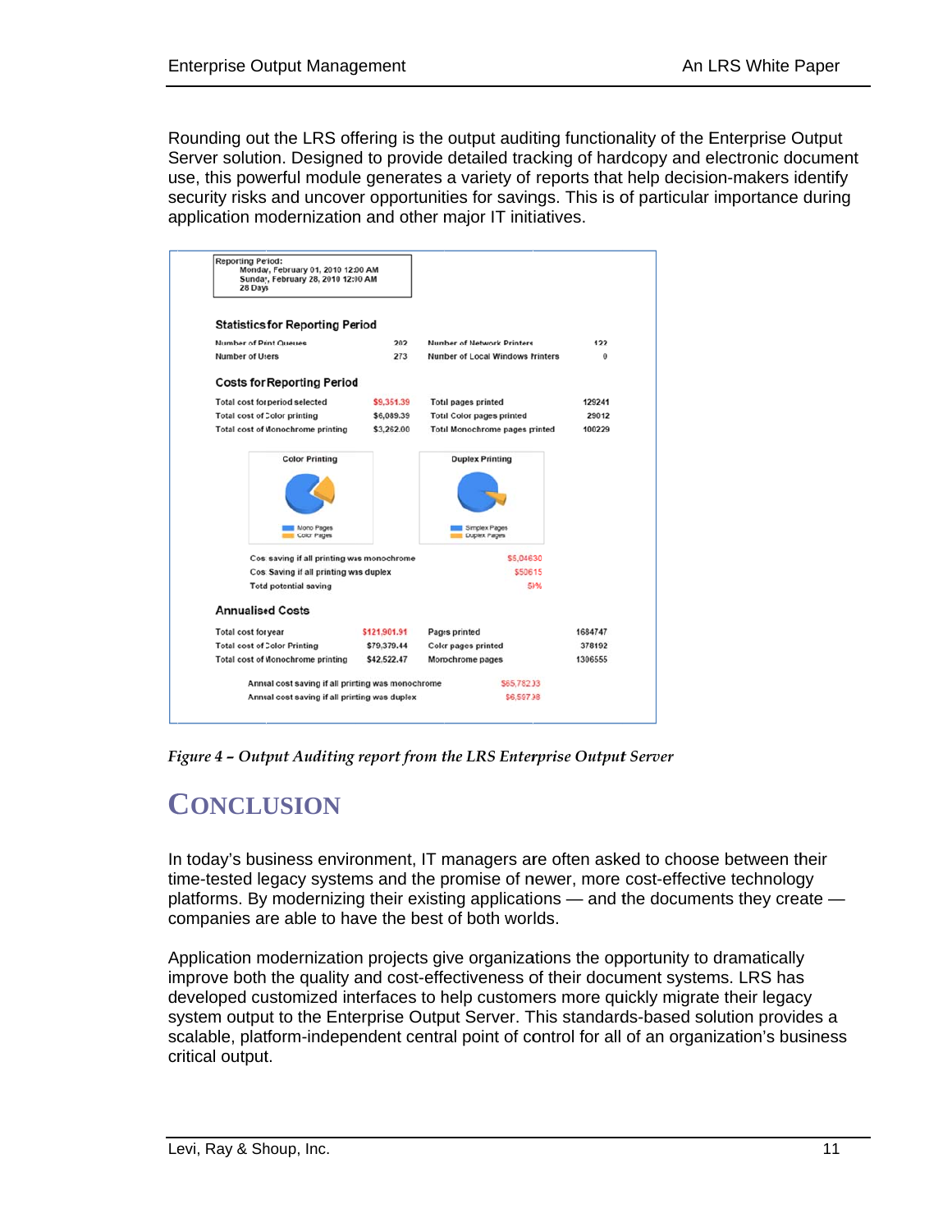Rounding out the LRS offering is the output auditing functionality of the Enterprise Output Server solution. Designed to provide detailed tracking of hardcopy and electronic document use, this powerful module generates a variety of reports that help decision-makers identify security risks and uncover opportunities for savings. This is of particular importance during application modernization and other major IT initiatives.

Reporting Period:
Monday, February 01, 2010 12:00 AM
Sunday, February 28, 2010 12:00 AM
28 Days

**Statistics for Reporting Period**

| | | | |
|---|---|---|---|
| Number of Print Queues | 202 | Number of Network Printers | 122 |
| Number of Users | 273 | Number of Local Windows Printers | 0 |

**Costs for Reporting Period**

| | | | |
|---|---|---|---|
| Total cost for period selected | $9,351.39 | Total pages printed | 129241 |
| Total cost of Color printing | $6,089.39 | Total Color pages printed | 29012 |
| Total cost of Monochrome printing | $3,262.00 | Total Monochrome pages printed | 100229 |

Color Printing
Mono Pages
Color Pages

Duplex Printing
Simplex Pages
Duplex Pages

| | |
|---|---|
| Cost saving if all printing was monochrome | $5,04630 |
| Cost Saving if all printing was duplex | $50615 |
| Total potential saving | 59% |

**Annualised Costs**

| | | | |
|---|---|---|---|
| Total cost for year | $121,901.91 | Pages printed | 1684747 |
| Total cost of Color Printing | $79,379.44 | Color pages printed | 378192 |
| Total cost of Monochrome printing | $42,522.47 | Monochrome pages | 1306555 |

| | |
|---|---|
| Annual cost saving if all printing was monochrome | $65,78233 |
| Annual cost saving if all printing was duplex | $6,59738 |

*Figure 4 – Output Auditing report from the LRS Enterprise Output Server*

# CONCLUSION

In today's business environment, IT managers are often asked to choose between their time-tested legacy systems and the promise of newer, more cost-effective technology platforms. By modernizing their existing applications — and the documents they create — companies are able to have the best of both worlds.

Application modernization projects give organizations the opportunity to dramatically improve both the quality and cost-effectiveness of their document systems. LRS has developed customized interfaces to help customers more quickly migrate their legacy system output to the Enterprise Output Server. This standards-based solution provides a scalable, platform-independent central point of control for all of an organization's business critical output.